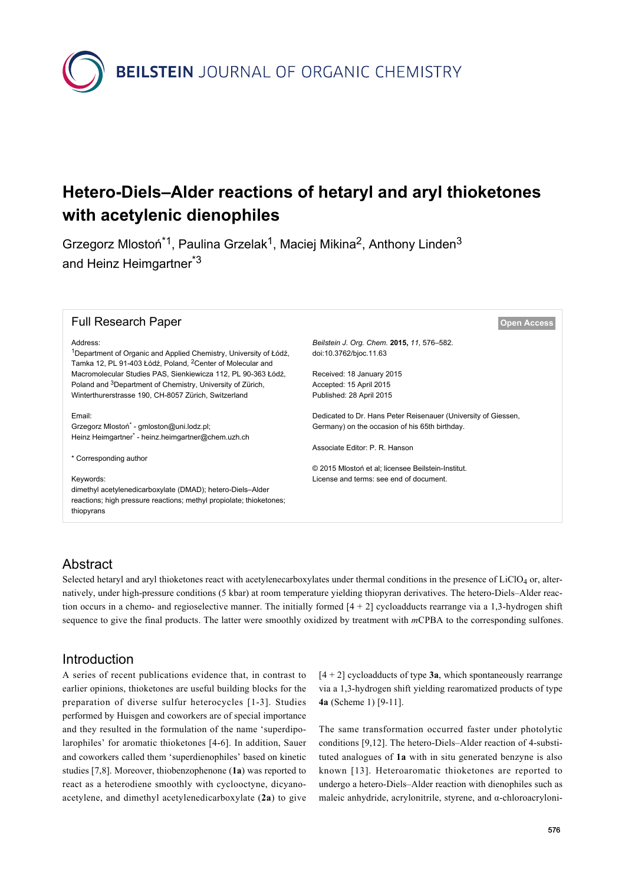# Hetero-Diels–Alder reactions of hetaryl and aryl thioketones with acetylenic dienophiles

Grzegorz Mloston\*[1], Paulina Grzelak[1], Maciej Mikina[2], Anthony Linden[3] and Heinz Heimgartner\*[3]

## Full Research Paper

**Open Access**

Address:
[1]Department of Organic and Applied Chemistry, University of Łódź, Tamka 12, PL 91-403 Łódź, Poland, [2]Center of Molecular and Macromolecular Studies PAS, Sienkiewicza 112, PL 90-363 Łódź, Poland and [3]Department of Chemistry, University of Zürich, Winterthurerstrasse 190, CH-8057 Zürich, Switzerland

Email:
Grzegorz Mloston\* - gmloston@uni.lodz.pl;
Heinz Heimgartner\* - heinz.heimgartner@chem.uzh.ch

\* Corresponding author

Keywords:
dimethyl acetylenedicarboxylate (DMAD); hetero-Diels–Alder reactions; high pressure reactions; methyl propiolate; thioketones; thiopyrans

*Beilstein J. Org. Chem.* **2015,** *11,* 576–582.
doi:10.3762/bjoc.11.63

Received: 18 January 2015
Accepted: 15 April 2015
Published: 28 April 2015

Dedicated to Dr. Hans Peter Reisenauer (University of Giessen, Germany) on the occasion of his 65th birthday.

Associate Editor: P. R. Hanson

© 2015 Mloston et al; licensee Beilstein-Institut.
License and terms: see end of document.

## Abstract

Selected hetaryl and aryl thioketones react with acetylenecarboxylates under thermal conditions in the presence of $LiClO_4$ or, alternatively, under high-pressure conditions (5 kbar) at room temperature yielding thiopyran derivatives. The hetero-Diels–Alder reaction occurs in a chemo- and regioselective manner. The initially formed [4 + 2] cycloadducts rearrange via a 1,3-hydrogen shift sequence to give the final products. The latter were smoothly oxidized by treatment with *m*CPBA to the corresponding sulfones.

## Introduction

A series of recent publications evidence that, in contrast to earlier opinions, thioketones are useful building blocks for the preparation of diverse sulfur heterocycles [1-3]. Studies performed by Huisgen and coworkers are of special importance and they resulted in the formulation of the name 'superdipolarophiles' for aromatic thioketones [4-6]. In addition, Sauer and coworkers called them 'superdienophiles' based on kinetic studies [7,8]. Moreover, thiobenzophenone (**1a**) was reported to react as a heterodiene smoothly with cyclooctyne, dicyanoacetylene, and dimethyl acetylenedicarboxylate (**2a**) to give [4 + 2] cycloadducts of type **3a**, which spontaneously rearrange via a 1,3-hydrogen shift yielding rearomatized products of type **4a** (Scheme 1) [9-11].

The same transformation occurred faster under photolytic conditions [9,12]. The hetero-Diels–Alder reaction of 4-substituted analogues of **1a** with in situ generated benzyne is also known [13]. Heteroaromatic thioketones are reported to undergo a hetero-Diels–Alder reaction with dienophiles such as maleic anhydride, acrylonitrile, styrene, and α-chloroacryloni-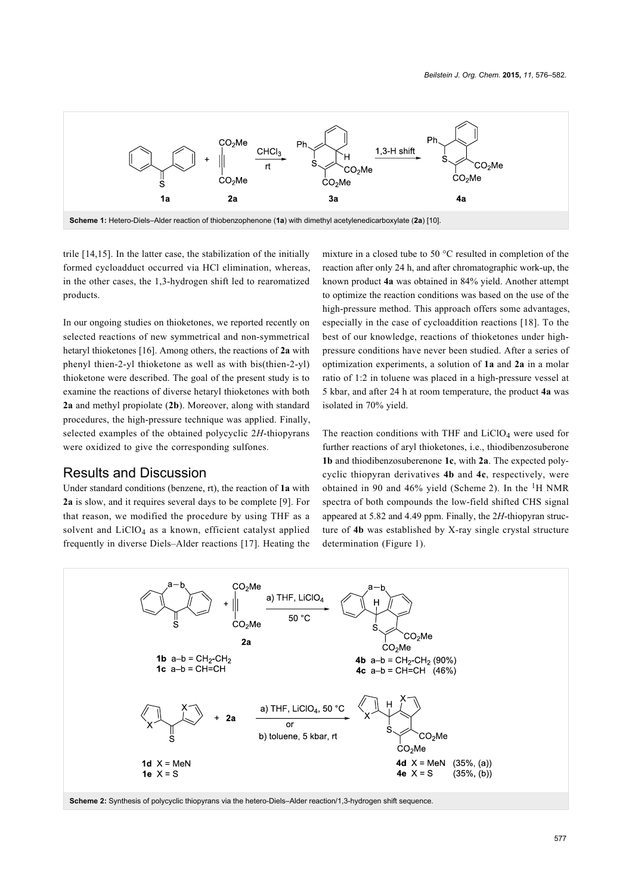**Scheme 1:** Hetero-Diels–Alder reaction of thiobenzophenone (**1a**) with dimethyl acetylenedicarboxylate (**2a**) [10].

trile [14,15]. In the latter case, the stabilization of the initially formed cycloadduct occurred via HCl elimination, whereas, in the other cases, the 1,3-hydrogen shift led to rearomatized products.

In our ongoing studies on thioketones, we reported recently on selected reactions of new symmetrical and non-symmetrical hetaryl thioketones [16]. Among others, the reactions of **2a** with phenyl thien-2-yl thioketone as well as with bis(thien-2-yl) thioketone were described. The goal of the present study is to examine the reactions of diverse hetaryl thioketones with both **2a** and methyl propiolate (**2b**). Moreover, along with standard procedures, the high-pressure technique was applied. Finally, selected examples of the obtained polycyclic 2*H*-thiopyrans were oxidized to give the corresponding sulfones.

## Results and Discussion

Under standard conditions (benzene, rt), the reaction of **1a** with **2a** is slow, and it requires several days to be complete [9]. For that reason, we modified the procedure by using THF as a solvent and $LiClO_4$ as a known, efficient catalyst applied frequently in diverse Diels–Alder reactions [17]. Heating the mixture in a closed tube to 50 °C resulted in completion of the reaction after only 24 h, and after chromatographic work-up, the known product **4a** was obtained in 84% yield. Another attempt to optimize the reaction conditions was based on the use of the high-pressure method. This approach offers some advantages, especially in the case of cycloaddition reactions [18]. To the best of our knowledge, reactions of thioketones under high-pressure conditions have never been studied. After a series of optimization experiments, a solution of **1a** and **2a** in a molar ratio of 1:2 in toluene was placed in a high-pressure vessel at 5 kbar, and after 24 h at room temperature, the product **4a** was isolated in 70% yield.

The reaction conditions with THF and $LiClO_4$ were used for further reactions of aryl thioketones, i.e., thiodibenzosuberone **1b** and thiodibenzosuberenone **1c**, with **2a**. The expected polycyclic thiopyran derivatives **4b** and **4c**, respectively, were obtained in 90 and 46% yield (Scheme 2). In the $^1$H NMR spectra of both compounds the low-field shifted CHS signal appeared at 5.82 and 4.49 ppm. Finally, the 2*H*-thiopyran structure of **4b** was established by X-ray single crystal structure determination (Figure 1).

**Scheme 2:** Synthesis of polycyclic thiopyrans via the hetero-Diels–Alder reaction/1,3-hydrogen shift sequence.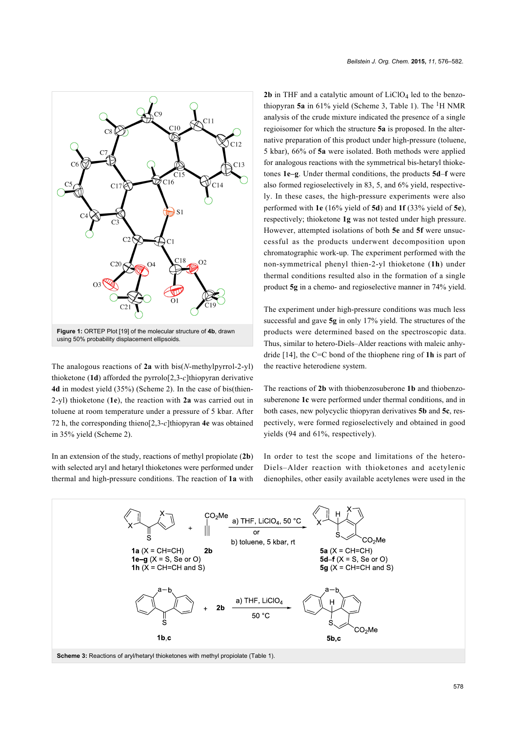Figure 1: ORTEP Plot [19] of the molecular structure of **4b**, drawn using 50% probability displacement ellipsoids.

The analogous reactions of **2a** with bis(*N*-methylpyrrol-2-yl) thioketone (**1d**) afforded the pyrrolo[2,3-*c*]thiopyran derivative **4d** in modest yield (35%) (Scheme 2). In the case of bis(thien-2-yl) thioketone (**1e**), the reaction with **2a** was carried out in toluene at room temperature under a pressure of 5 kbar. After 72 h, the corresponding thieno[2,3-*c*]thiopyran **4e** was obtained in 35% yield (Scheme 2).

In an extension of the study, reactions of methyl propiolate (**2b**) with selected aryl and hetaryl thioketones were performed under thermal and high-pressure conditions. The reaction of **1a** with **2b** in THF and a catalytic amount of $LiClO_4$ led to the benzothiopyran **5a** in 61% yield (Scheme 3, Table 1). The $^1$H NMR analysis of the crude mixture indicated the presence of a single regioisomer for which the structure **5a** is proposed. In the alternative preparation of this product under high-pressure (toluene, 5 kbar), 66% of **5a** were isolated. Both methods were applied for analogous reactions with the symmetrical bis-hetaryl thioketones **1e–g**. Under thermal conditions, the products **5d–f** were also formed regioselectively in 83, 5, and 6% yield, respectively. In these cases, the high-pressure experiments were also performed with **1e** (16% yield of **5d**) and **1f** (33% yield of **5e**), respectively; thioketone **1g** was not tested under high pressure. However, attempted isolations of both **5e** and **5f** were unsuccessful as the products underwent decomposition upon chromatographic work-up. The experiment performed with the non-symmetrical phenyl thien-2-yl thioketone (**1h**) under thermal conditions resulted also in the formation of a single product **5g** in a chemo- and regioselective manner in 74% yield.

The experiment under high-pressure conditions was much less successful and gave **5g** in only 17% yield. The structures of the products were determined based on the spectroscopic data. Thus, similar to hetero-Diels–Alder reactions with maleic anhydride [14], the C=C bond of the thiophene ring of **1h** is part of the reactive heterodiene system.

The reactions of **2b** with thiobenzosuberone **1b** and thiobenzosuberenone **1c** were performed under thermal conditions, and in both cases, new polycyclic thiopyran derivatives **5b** and **5c**, respectively, were formed regioselectively and obtained in good yields (94 and 61%, respectively).

In order to test the scope and limitations of the hetero-Diels–Alder reaction with thioketones and acetylenic dienophiles, other easily available acetylenes were used in the

Scheme 3: Reactions of aryl/hetaryl thioketones with methyl propiolate (Table 1).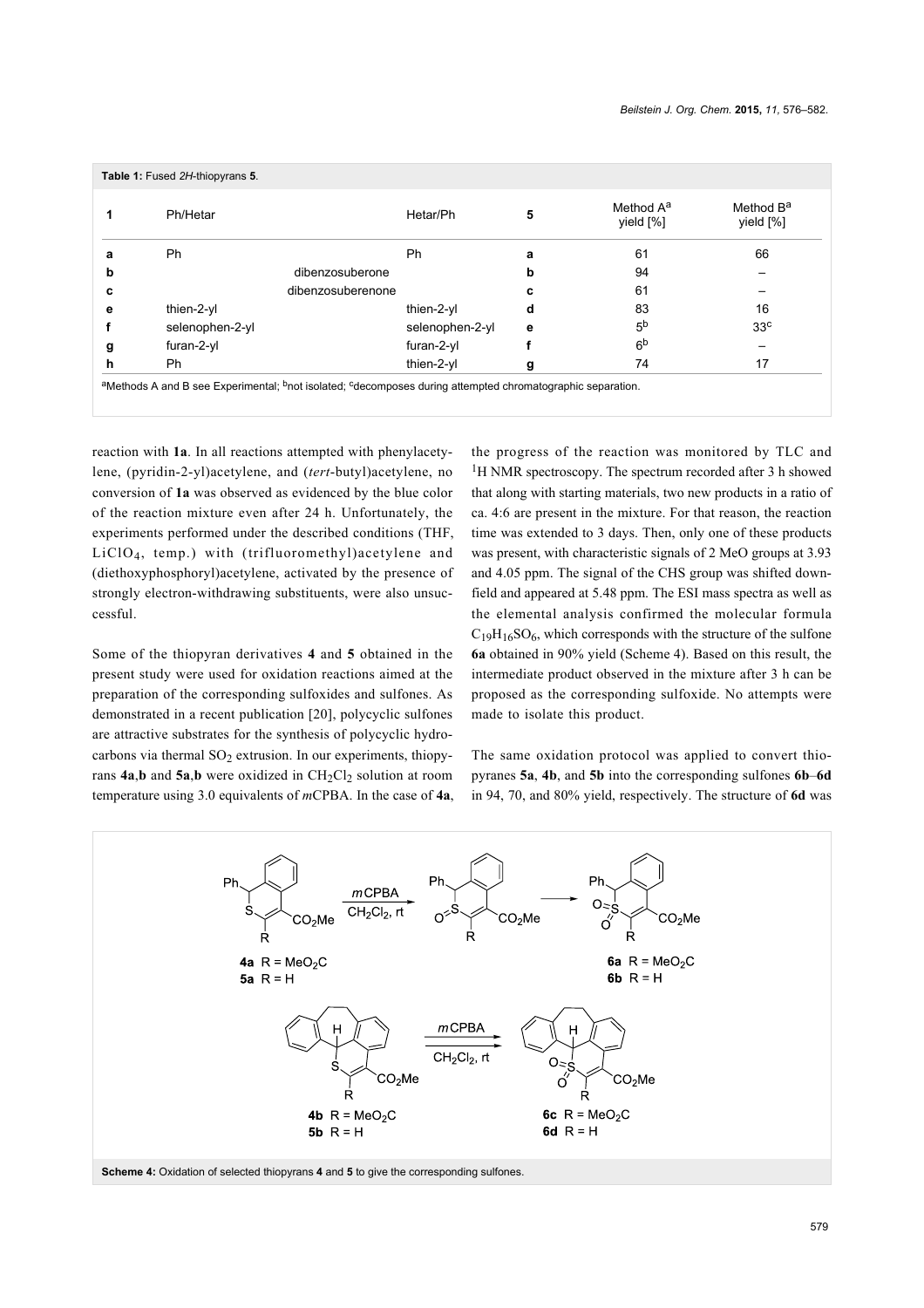**Table 1:** Fused 2H-thiopyrans **5**.

| 1 | Ph/Hetar | Hetar/Ph | 5 | Method A[a] yield [%] | Method B[a] yield [%] |
|---|---|---|---|---|---|
| **a** | Ph | Ph | **a** | 61 | 66 |
| **b** | dibenzosuberone | | **b** | 94 | – |
| **c** | dibenzosuberenone | | **c** | 61 | – |
| **e** | thien-2-yl | thien-2-yl | **d** | 83 | 16 |
| **f** | selenophen-2-yl | selenophen-2-yl | **e** | 5[b] | 33[c] |
| **g** | furan-2-yl | furan-2-yl | **f** | 6[b] | – |
| **h** | Ph | thien-2-yl | **g** | 74 | 17 |

[a]Methods A and B see Experimental; [b]not isolated; [c]decomposes during attempted chromatographic separation.

reaction with **1a**. In all reactions attempted with phenylacetylene, (pyridin-2-yl)acetylene, and (*tert*-butyl)acetylene, no conversion of **1a** was observed as evidenced by the blue color of the reaction mixture even after 24 h. Unfortunately, the experiments performed under the described conditions (THF, $LiClO_4$, temp.) with (trifluoromethyl)acetylene and (diethoxyphosphoryl)acetylene, activated by the presence of strongly electron-withdrawing substituents, were also unsuccessful.

Some of the thiopyran derivatives **4** and **5** obtained in the present study were used for oxidation reactions aimed at the preparation of the corresponding sulfoxides and sulfones. As demonstrated in a recent publication [20], polycyclic sulfones are attractive substrates for the synthesis of polycyclic hydrocarbons via thermal $SO_2$ extrusion. In our experiments, thiopyrans **4a**,**b** and **5a**,**b** were oxidized in $CH_2Cl_2$ solution at room temperature using 3.0 equivalents of *m*CPBA. In the case of **4a**, the progress of the reaction was monitored by TLC and $^1H$ NMR spectroscopy. The spectrum recorded after 3 h showed that along with starting materials, two new products in a ratio of ca. 4:6 are present in the mixture. For that reason, the reaction time was extended to 3 days. Then, only one of these products was present, with characteristic signals of 2 MeO groups at 3.93 and 4.05 ppm. The signal of the CHS group was shifted downfield and appeared at 5.48 ppm. The ESI mass spectra as well as the elemental analysis confirmed the molecular formula $C_{19}H_{16}SO_6$, which corresponds with the structure of the sulfone **6a** obtained in 90% yield (Scheme 4). Based on this result, the intermediate product observed in the mixture after 3 h can be proposed as the corresponding sulfoxide. No attempts were made to isolate this product.

The same oxidation protocol was applied to convert thiopyranes **5a**, **4b**, and **5b** into the corresponding sulfones **6b**–**6d** in 94, 70, and 80% yield, respectively. The structure of **6d** was

**Scheme 4:** Oxidation of selected thiopyrans **4** and **5** to give the corresponding sulfones.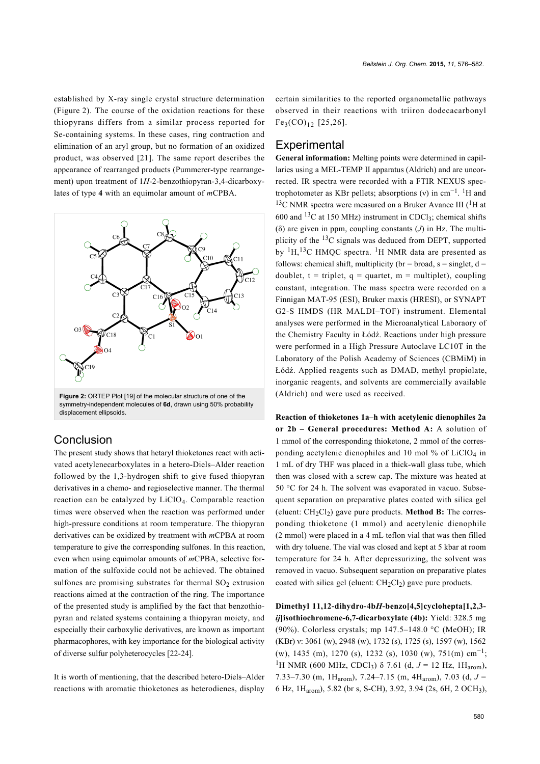established by X-ray single crystal structure determination (Figure 2). The course of the oxidation reactions for these thiopyrans differs from a similar process reported for Se-containing systems. In these cases, ring contraction and elimination of an aryl group, but no formation of an oxidized product, was observed [21]. The same report describes the appearance of rearranged products (Pummerer-type rearrangement) upon treatment of 1*H*-2-benzothiopyran-3,4-dicarboxylates of type **4** with an equimolar amount of *m*CPBA.

**Figure 2:** ORTEP Plot [19] of the molecular structure of one of the symmetry-independent molecules of **6d**, drawn using 50% probability displacement ellipsoids.

## Conclusion

The present study shows that hetaryl thioketones react with activated acetylenecarboxylates in a hetero-Diels–Alder reaction followed by the 1,3-hydrogen shift to give fused thiopyran derivatives in a chemo- and regioselective manner. The thermal reaction can be catalyzed by $LiClO_4$. Comparable reaction times were observed when the reaction was performed under high-pressure conditions at room temperature. The thiopyran derivatives can be oxidized by treatment with *m*CPBA at room temperature to give the corresponding sulfones. In this reaction, even when using equimolar amounts of *m*CPBA, selective formation of the sulfoxide could not be achieved. The obtained sulfones are promising substrates for thermal $SO_2$ extrusion reactions aimed at the contraction of the ring. The importance of the presented study is amplified by the fact that benzothiopyran and related systems containing a thiopyran moiety, and especially their carboxylic derivatives, are known as important pharmacophores, with key importance for the biological activity of diverse sulfur polyheterocycles [22-24].

It is worth of mentioning, that the described hetero-Diels–Alder reactions with aromatic thioketones as heterodienes, display certain similarities to the reported organometallic pathways observed in their reactions with triiron dodecacarbonyl $Fe_3(CO)_{12}$ [25,26].

## Experimental

**General information:** Melting points were determined in capillaries using a MEL-TEMP II apparatus (Aldrich) and are uncorrected. IR spectra were recorded with a FTIR NEXUS spectrophotometer as KBr pellets; absorptions ($\nu$) in $cm^{-1}$. $^1H$ and $^{13}C$ NMR spectra were measured on a Bruker Avance III ($^1H$ at 600 and $^{13}C$ at 150 MHz) instrument in $CDCl_3$; chemical shifts ($\delta$) are given in ppm, coupling constants ($J$) in Hz. The multiplicity of the $^{13}C$ signals was deduced from DEPT, supported by $^1H$,$^{13}C$ HMQC spectra. $^1H$ NMR data are presented as follows: chemical shift, multiplicity (br = broad, s = singlet, d = doublet, t = triplet, q = quartet, m = multiplet), coupling constant, integration. The mass spectra were recorded on a Finnigan MAT-95 (ESI), Bruker maxis (HRESI), or SYNAPT G2-S HMDS (HR MALDI–TOF) instrument. Elemental analyses were performed in the Microanalytical Laboraory of the Chemistry Faculty in Łódź. Reactions under high pressure were performed in a High Pressure Autoclave LC10T in the Laboratory of the Polish Academy of Sciences (CBMiM) in Łódź. Applied reagents such as DMAD, methyl propiolate, inorganic reagents, and solvents are commercially available (Aldrich) and were used as received.

**Reaction of thioketones 1a–h with acetylenic dienophiles 2a or 2b – General procedures: Method A:** A solution of 1 mmol of the corresponding thioketone, 2 mmol of the corresponding acetylenic dienophiles and 10 mol % of $LiClO_4$ in 1 mL of dry THF was placed in a thick-wall glass tube, which then was closed with a screw cap. The mixture was heated at 50 °C for 24 h. The solvent was evaporated in vacuo. Subsequent separation on preparative plates coated with silica gel (eluent: $CH_2Cl_2$) gave pure products. **Method B:** The corresponding thioketone (1 mmol) and acetylenic dienophile (2 mmol) were placed in a 4 mL teflon vial that was then filled with dry toluene. The vial was closed and kept at 5 kbar at room temperature for 24 h. After depressurizing, the solvent was removed in vacuo. Subsequent separation on preparative plates coated with silica gel (eluent: $CH_2Cl_2$) gave pure products.

**Dimethyl 11,12-dihydro-4b*H*-benzo[4,5]cyclohepta[1,2,3-*ij*]isothiochromene-6,7-dicarboxylate (4b):** Yield: 328.5 mg (90%). Colorless crystals; mp 147.5–148.0 °C (MeOH); IR (KBr) $\nu$: 3061 (w), 2948 (w), 1732 (s), 1725 (s), 1597 (w), 1562 (w), 1435 (m), 1270 (s), 1232 (s), 1030 (w), 751(m) $cm^{-1}$; $^1H$ NMR (600 MHz, $CDCl_3$) $\delta$ 7.61 (d, $J$ = 12 Hz, $1H_{arom}$), 7.33–7.30 (m, $1H_{arom}$), 7.24–7.15 (m, $4H_{arom}$), 7.03 (d, $J$ = 6 Hz, $1H_{arom}$), 5.82 (br s, S-CH), 3.92, 3.94 (2s, 6H, 2 $OCH_3$),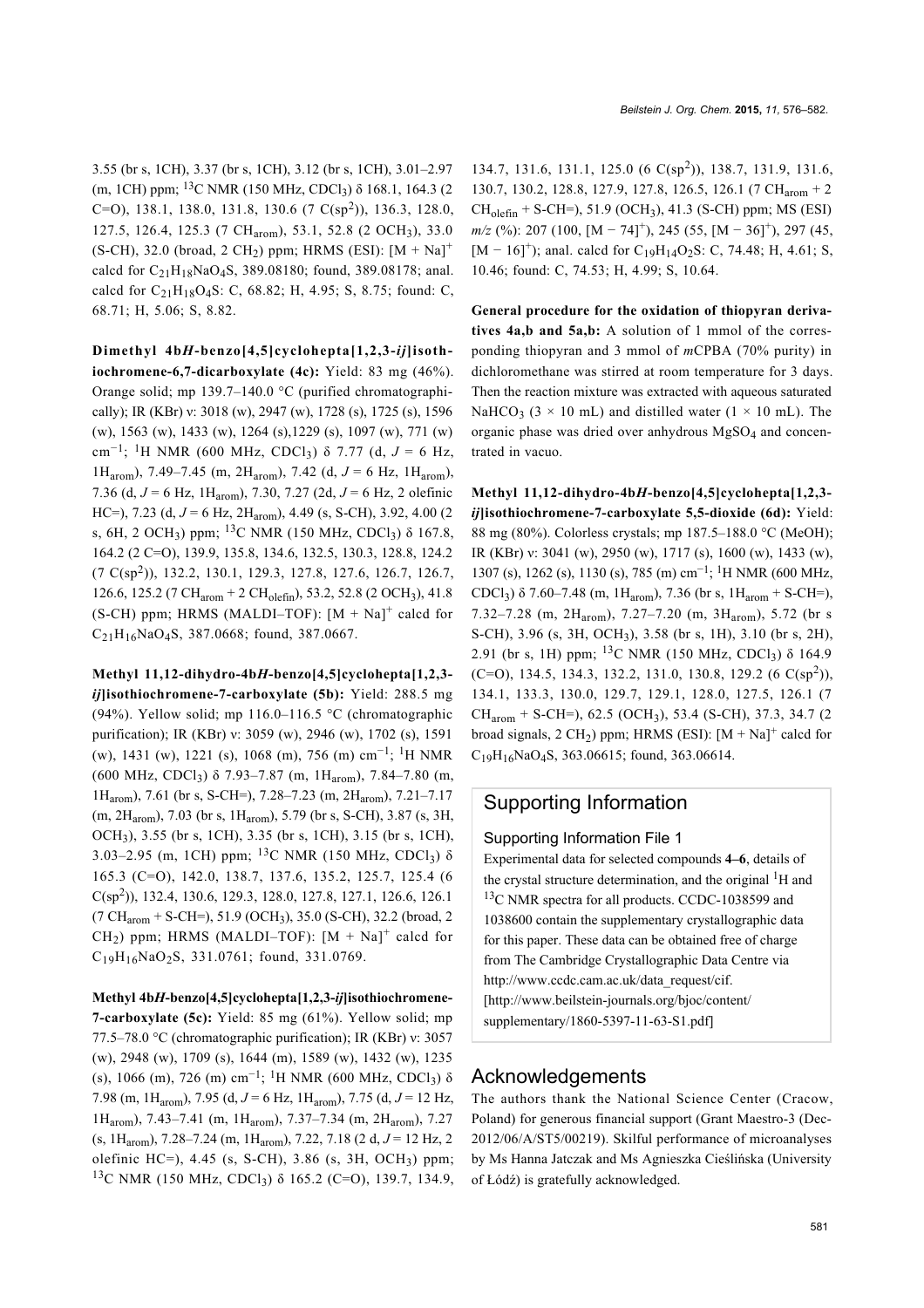3.55 (br s, 1CH), 3.37 (br s, 1CH), 3.12 (br s, 1CH), 3.01–2.97 (m, 1CH) ppm; $^{13}$C NMR (150 MHz, $CDCl_3$) δ 168.1, 164.3 (2 C=O), 138.1, 138.0, 131.8, 130.6 (7 C(sp$^2$)), 136.3, 128.0, 127.5, 126.4, 125.3 (7 $CH_{arom}$), 53.1, 52.8 (2 $OCH_3$), 33.0 (S-CH), 32.0 (broad, 2 $CH_2$) ppm; HRMS (ESI): $[M + Na]^+$ calcd for $C_{21}H_{18}NaO_4S$, 389.08180; found, 389.08178; anal. calcd for $C_{21}H_{18}O_4S$: C, 68.82; H, 4.95; S, 8.75; found: C, 68.71; H, 5.06; S, 8.82.

**Dimethyl 4b*H*-benzo[4,5]cyclohepta[1,2,3-*ij*]isothiochromene-6,7-dicarboxylate (4c):** Yield: 83 mg (46%). Orange solid; mp 139.7–140.0 °C (purified chromatographically); IR (KBr) ν: 3018 (w), 2947 (w), 1728 (s), 1725 (s), 1596 (w), 1563 (w), 1433 (w), 1264 (s),1229 (s), 1097 (w), 771 (w) cm$^{-1}$; $^1$H NMR (600 MHz, $CDCl_3$) δ 7.77 (d, $J$ = 6 Hz, 1$H_{arom}$), 7.49–7.45 (m, 2$H_{arom}$), 7.42 (d, $J$ = 6 Hz, 1$H_{arom}$), 7.36 (d, $J$ = 6 Hz, 1$H_{arom}$), 7.30, 7.27 (2d, $J$ = 6 Hz, 2 olefinic HC=), 7.23 (d, $J$ = 6 Hz, 2$H_{arom}$), 4.49 (s, S-CH), 3.92, 4.00 (2 s, 6H, 2 $OCH_3$) ppm; $^{13}$C NMR (150 MHz, $CDCl_3$) δ 167.8, 164.2 (2 C=O), 139.9, 135.8, 134.6, 132.5, 130.3, 128.8, 124.2 (7 C(sp$^2$)), 132.2, 130.1, 129.3, 127.8, 127.6, 126.7, 126.7, 126.6, 125.2 (7 $CH_{arom}$ + 2 $CH_{olefin}$), 53.2, 52.8 (2 $OCH_3$), 41.8 (S-CH) ppm; HRMS (MALDI–TOF): $[M + Na]^+$ calcd for $C_{21}H_{16}NaO_4S$, 387.0668; found, 387.0667.

**Methyl 11,12-dihydro-4b*H*-benzo[4,5]cyclohepta[1,2,3-*ij*]isothiochromene-7-carboxylate (5b):** Yield: 288.5 mg (94%). Yellow solid; mp 116.0–116.5 °C (chromatographic purification); IR (KBr) ν: 3059 (w), 2946 (w), 1702 (s), 1591 (w), 1431 (w), 1221 (s), 1068 (m), 756 (m) cm$^{-1}$; $^1$H NMR (600 MHz, $CDCl_3$) δ 7.93–7.87 (m, 1$H_{arom}$), 7.84–7.80 (m, 1$H_{arom}$), 7.61 (br s, S-CH=), 7.28–7.23 (m, 2$H_{arom}$), 7.21–7.17 (m, 2$H_{arom}$), 7.03 (br s, 1$H_{arom}$), 5.79 (br s, S-CH), 3.87 (s, 3H, $OCH_3$), 3.55 (br s, 1CH), 3.35 (br s, 1CH), 3.15 (br s, 1CH), 3.03–2.95 (m, 1CH) ppm; $^{13}$C NMR (150 MHz, $CDCl_3$) δ 165.3 (C=O), 142.0, 138.7, 137.6, 135.2, 125.7, 125.4 (6 C(sp$^2$)), 132.4, 130.6, 129.3, 128.0, 127.8, 127.1, 126.6, 126.1 (7 $CH_{arom}$ + S-CH=), 51.9 ($OCH_3$), 35.0 (S-CH), 32.2 (broad, 2 $CH_2$) ppm; HRMS (MALDI–TOF): $[M + Na]^+$ calcd for $C_{19}H_{16}NaO_2S$, 331.0761; found, 331.0769.

**Methyl 4b*H*-benzo[4,5]cyclohepta[1,2,3-*ij*]isothiochromene-7-carboxylate (5c):** Yield: 85 mg (61%). Yellow solid; mp 77.5–78.0 °C (chromatographic purification); IR (KBr) ν: 3057 (w), 2948 (w), 1709 (s), 1644 (m), 1589 (w), 1432 (w), 1235 (s), 1066 (m), 726 (m) cm$^{-1}$; $^1$H NMR (600 MHz, $CDCl_3$) δ 7.98 (m, 1$H_{arom}$), 7.95 (d, $J$ = 6 Hz, 1$H_{arom}$), 7.75 (d, $J$ = 12 Hz, 1$H_{arom}$), 7.43–7.41 (m, 1$H_{arom}$), 7.37–7.34 (m, 2$H_{arom}$), 7.27 (s, 1$H_{arom}$), 7.28–7.24 (m, 1$H_{arom}$), 7.22, 7.18 (2 d, $J$ = 12 Hz, 2 olefinic HC=), 4.45 (s, S-CH), 3.86 (s, 3H, $OCH_3$) ppm; $^{13}$C NMR (150 MHz, $CDCl_3$) δ 165.2 (C=O), 139.7, 134.9, 134.7, 131.6, 131.1, 125.0 (6 C(sp$^2$)), 138.7, 131.9, 131.6, 130.7, 130.2, 128.8, 127.9, 127.8, 126.5, 126.1 (7 $CH_{arom}$ + 2 $CH_{olefin}$ + S-CH=), 51.9 ($OCH_3$), 41.3 (S-CH) ppm; MS (ESI) $m/z$ (%): 207 (100, $[M - 74]^+$), 245 (55, $[M - 36]^+$), 297 (45, $[M - 16]^+$); anal. calcd for $C_{19}H_{14}O_2S$: C, 74.48; H, 4.61; S, 10.46; found: C, 74.53; H, 4.99; S, 10.64.

**General procedure for the oxidation of thiopyran derivatives 4a,b and 5a,b:** A solution of 1 mmol of the corresponding thiopyran and 3 mmol of *m*CPBA (70% purity) in dichloromethane was stirred at room temperature for 3 days. Then the reaction mixture was extracted with aqueous saturated $NaHCO_3$ (3 × 10 mL) and distilled water (1 × 10 mL). The organic phase was dried over anhydrous $MgSO_4$ and concentrated in vacuo.

**Methyl 11,12-dihydro-4b*H*-benzo[4,5]cyclohepta[1,2,3-*ij*]isothiochromene-7-carboxylate 5,5-dioxide (6d):** Yield: 88 mg (80%). Colorless crystals; mp 187.5–188.0 °C (MeOH); IR (KBr) ν: 3041 (w), 2950 (w), 1717 (s), 1600 (w), 1433 (w), 1307 (s), 1262 (s), 1130 (s), 785 (m) cm$^{-1}$; $^1$H NMR (600 MHz, $CDCl_3$) δ 7.60–7.48 (m, 1$H_{arom}$), 7.36 (br s, 1$H_{arom}$ + S-CH=), 7.32–7.28 (m, 2$H_{arom}$), 7.27–7.20 (m, 3$H_{arom}$), 5.72 (br s S-CH), 3.96 (s, 3H, $OCH_3$), 3.58 (br s, 1H), 3.10 (br s, 2H), 2.91 (br s, 1H) ppm; $^{13}$C NMR (150 MHz, $CDCl_3$) δ 164.9 (C=O), 134.5, 134.3, 132.2, 131.0, 130.8, 129.2 (6 C(sp$^2$)), 134.1, 133.3, 130.0, 129.7, 129.1, 128.0, 127.5, 126.1 (7 $CH_{arom}$ + S-CH), 62.5 ($OCH_3$), 53.4 (S-CH), 37.3, 34.7 (2 broad signals, 2 $CH_2$) ppm; HRMS (ESI): $[M + Na]^+$ calcd for $C_{19}H_{16}NaO_4S$, 363.06615; found, 363.06614.

## Supporting Information

### Supporting Information File 1

Experimental data for selected compounds **4–6**, details of the crystal structure determination, and the original $^1$H and $^{13}$C NMR spectra for all products. CCDC-1038599 and 1038600 contain the supplementary crystallographic data for this paper. These data can be obtained free of charge from The Cambridge Crystallographic Data Centre via http://www.ccdc.cam.ac.uk/data_request/cif.
[http://www.beilstein-journals.org/bjoc/content/supplementary/1860-5397-11-63-S1.pdf]

## Acknowledgements

The authors thank the National Science Center (Cracow, Poland) for generous financial support (Grant Maestro-3 (Dec-2012/06/A/ST5/00219). Skilful performance of microanalyses by Ms Hanna Jatczak and Ms Agnieszka Cieślińska (University of Łódź) is gratefully acknowledged.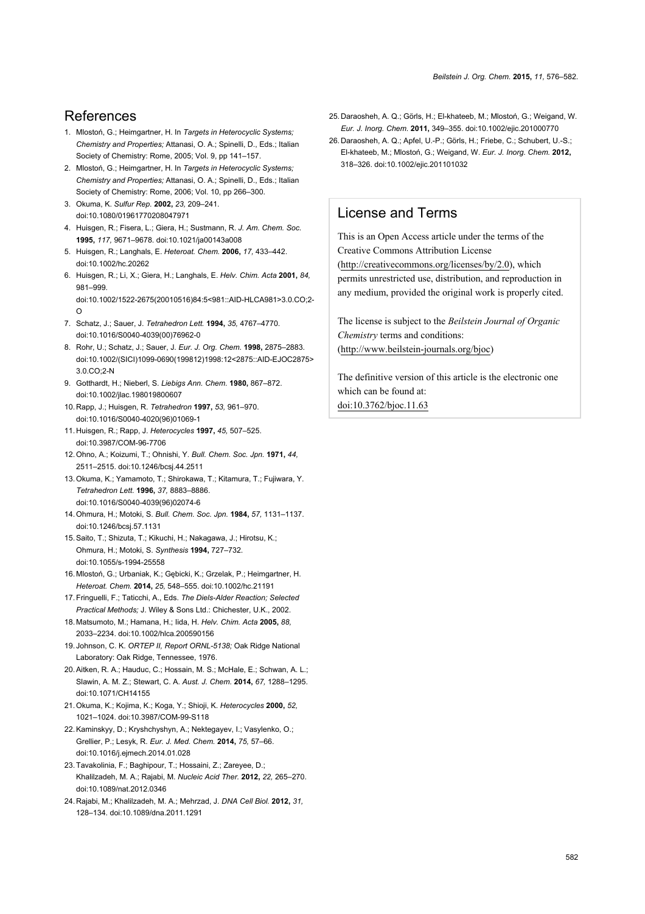## References

1. Mlostoń, G.; Heimgartner, H. In *Targets in Heterocyclic Systems; Chemistry and Properties;* Attanasi, O. A.; Spinelli, D., Eds.; Italian Society of Chemistry: Rome, 2005; Vol. 9, pp 141–157.
2. Mlostoń, G.; Heimgartner, H. In *Targets in Heterocyclic Systems; Chemistry and Properties;* Attanasi, O. A.; Spinelli, D., Eds.; Italian Society of Chemistry: Rome, 2006; Vol. 10, pp 266–300.
3. Okuma, K. *Sulfur Rep.* **2002,** *23,* 209–241. doi:10.1080/01961770208047971
4. Huisgen, R.; Fisera, L.; Giera, H.; Sustmann, R. *J. Am. Chem. Soc.* **1995,** *117,* 9671–9678. doi:10.1021/ja00143a008
5. Huisgen, R.; Langhals, E. *Heteroat. Chem.* **2006,** *17,* 433–442. doi:10.1002/hc.20262
6. Huisgen, R.; Li, X.; Giera, H.; Langhals, E. *Helv. Chim. Acta* **2001,** *84,* 981–999. doi:10.1002/1522-2675(20010516)84:5<981::AID-HLCA981>3.0.CO;2-O
7. Schatz, J.; Sauer, J. *Tetrahedron Lett.* **1994,** *35,* 4767–4770. doi:10.1016/S0040-4039(00)76962-0
8. Rohr, U.; Schatz, J.; Sauer, J. *Eur. J. Org. Chem.* **1998,** 2875–2883. doi:10.1002/(SICI)1099-0690(199812)1998:12<2875::AID-EJOC2875>3.0.CO;2-N
9. Gotthardt, H.; Nieberl, S. *Liebigs Ann. Chem.* **1980,** 867–872. doi:10.1002/jlac.198019800607
10. Rapp, J.; Huisgen, R. *Tetrahedron* **1997,** *53,* 961–970. doi:10.1016/S0040-4020(96)01069-1
11. Huisgen, R.; Rapp, J. *Heterocycles* **1997,** *45,* 507–525. doi:10.3987/COM-96-7706
12. Ohno, A.; Koizumi, T.; Ohnishi, Y. *Bull. Chem. Soc. Jpn.* **1971,** *44,* 2511–2515. doi:10.1246/bcsj.44.2511
13. Okuma, K.; Yamamoto, T.; Shirokawa, T.; Kitamura, T.; Fujiwara, Y. *Tetrahedron Lett.* **1996,** *37,* 8883–8886. doi:10.1016/S0040-4039(96)02074-6
14. Ohmura, H.; Motoki, S. *Bull. Chem. Soc. Jpn.* **1984,** *57,* 1131–1137. doi:10.1246/bcsj.57.1131
15. Saito, T.; Shizuta, T.; Kikuchi, H.; Nakagawa, J.; Hirotsu, K.; Ohmura, H.; Motoki, S. *Synthesis* **1994,** 727–732. doi:10.1055/s-1994-25558
16. Mlostoń, G.; Urbaniak, K.; Gębicki, K.; Grzelak, P.; Heimgartner, H. *Heteroat. Chem.* **2014,** *25,* 548–555. doi:10.1002/hc.21191
17. Fringuelli, F.; Taticchi, A., Eds. *The Diels-Alder Reaction; Selected Practical Methods;* J. Wiley & Sons Ltd.: Chichester, U.K., 2002.
18. Matsumoto, M.; Hamana, H.; Iida, H. *Helv. Chim. Acta* **2005,** *88,* 2033–2234. doi:10.1002/hlca.200590156
19. Johnson, C. K. *ORTEP II, Report ORNL-5138;* Oak Ridge National Laboratory: Oak Ridge, Tennessee, 1976.
20. Aitken, R. A.; Hauduc, C.; Hossain, M. S.; McHale, E.; Schwan, A. L.; Slawin, A. M. Z.; Stewart, C. A. *Aust. J. Chem.* **2014,** *67,* 1288–1295. doi:10.1071/CH14155
21. Okuma, K.; Kojima, K.; Koga, Y.; Shioji, K. *Heterocycles* **2000,** *52,* 1021–1024. doi:10.3987/COM-99-S118
22. Kaminskyy, D.; Kryshchyshyn, A.; Nektegayev, I.; Vasylenko, O.; Grellier, P.; Lesyk, R. *Eur. J. Med. Chem.* **2014,** *75,* 57–66. doi:10.1016/j.ejmech.2014.01.028
23. Tavakolinia, F.; Baghipour, T.; Hossaini, Z.; Zareyee, D.; Khalilzadeh, M. A.; Rajabi, M. *Nucleic Acid Ther.* **2012,** *22,* 265–270. doi:10.1089/nat.2012.0346
24. Rajabi, M.; Khalilzadeh, M. A.; Mehrzad, J. *DNA Cell Biol.* **2012,** *31,* 128–134. doi:10.1089/dna.2011.1291
25. Daraosheh, A. Q.; Görls, H.; El-khateeb, M.; Mlostoń, G.; Weigand, W. *Eur. J. Inorg. Chem.* **2011,** 349–355. doi:10.1002/ejic.201000770
26. Daraosheh, A. Q.; Apfel, U.-P.; Görls, H.; Friebe, C.; Schubert, U.-S.; El-khateeb, M.; Mlostoń, G.; Weigand, W. *Eur. J. Inorg. Chem.* **2012,** 318–326. doi:10.1002/ejic.201101032

## License and Terms

This is an Open Access article under the terms of the Creative Commons Attribution License (http://creativecommons.org/licenses/by/2.0), which permits unrestricted use, distribution, and reproduction in any medium, provided the original work is properly cited.

The license is subject to the *Beilstein Journal of Organic Chemistry* terms and conditions: (http://www.beilstein-journals.org/bjoc)

The definitive version of this article is the electronic one which can be found at:
doi:10.3762/bjoc.11.63